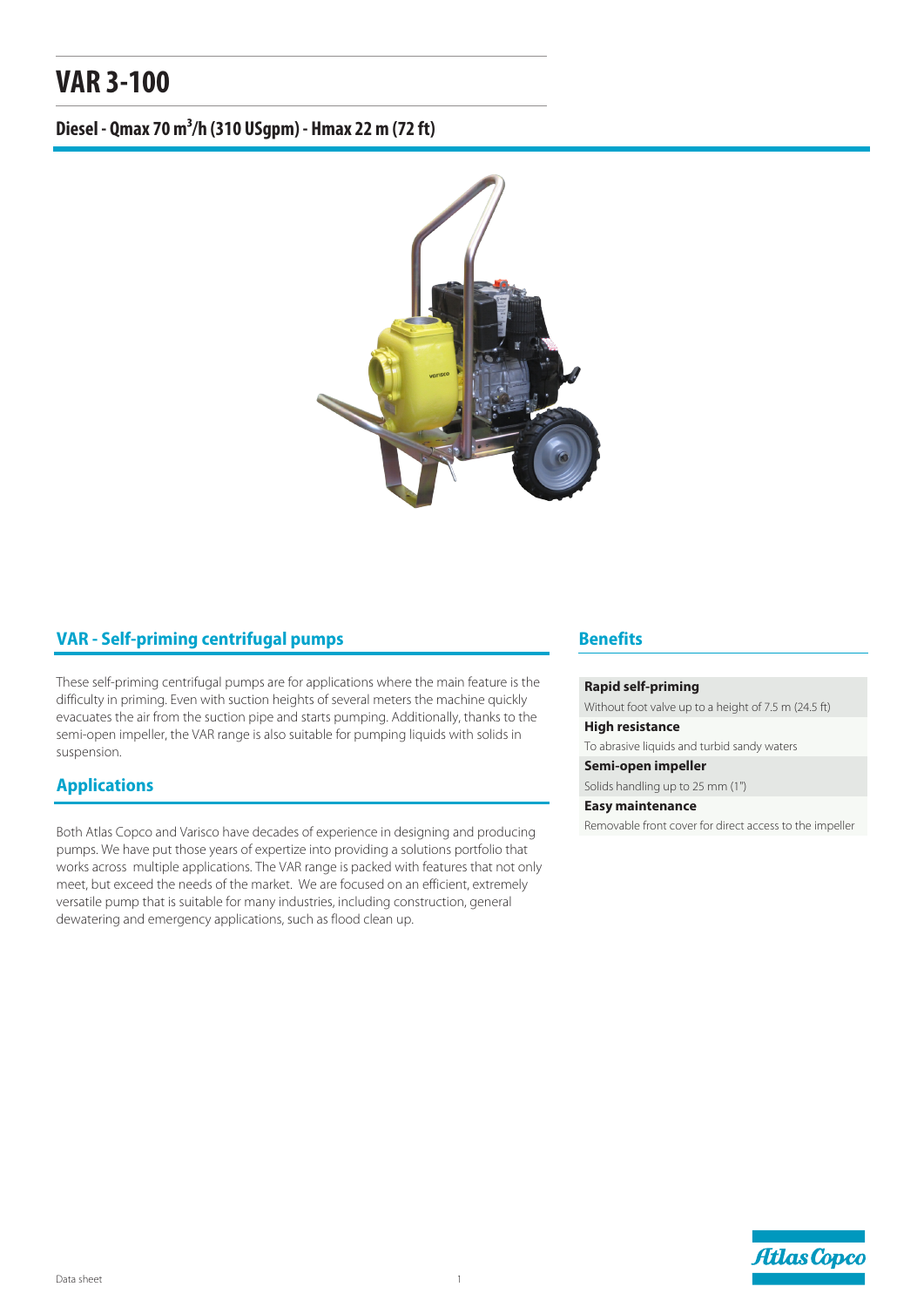# VAR 3-100

## Diesel - Qmax 70 m$^3$/h (310 USgpm) - Hmax 22 m (72 ft)

## VAR - Self-priming centrifugal pumps

These self-priming centrifugal pumps are for applications where the main feature is the difficulty in priming. Even with suction heights of several meters the machine quickly evacuates the air from the suction pipe and starts pumping. Additionally, thanks to the semi-open impeller, the VAR range is also suitable for pumping liquids with solids in suspension.

## Applications

Both Atlas Copco and Varisco have decades of experience in designing and producing pumps. We have put those years of expertize into providing a solutions portfolio that works across multiple applications. The VAR range is packed with features that not only meet, but exceed the needs of the market. We are focused on an efficient, extremely versatile pump that is suitable for many industries, including construction, general dewatering and emergency applications, such as flood clean up.

## Benefits

**Rapid self-priming**
Without foot valve up to a height of 7.5 m (24.5 ft)

**High resistance**
To abrasive liquids and turbid sandy waters

**Semi-open impeller**
Solids handling up to 25 mm (1")

**Easy maintenance**
Removable front cover for direct access to the impeller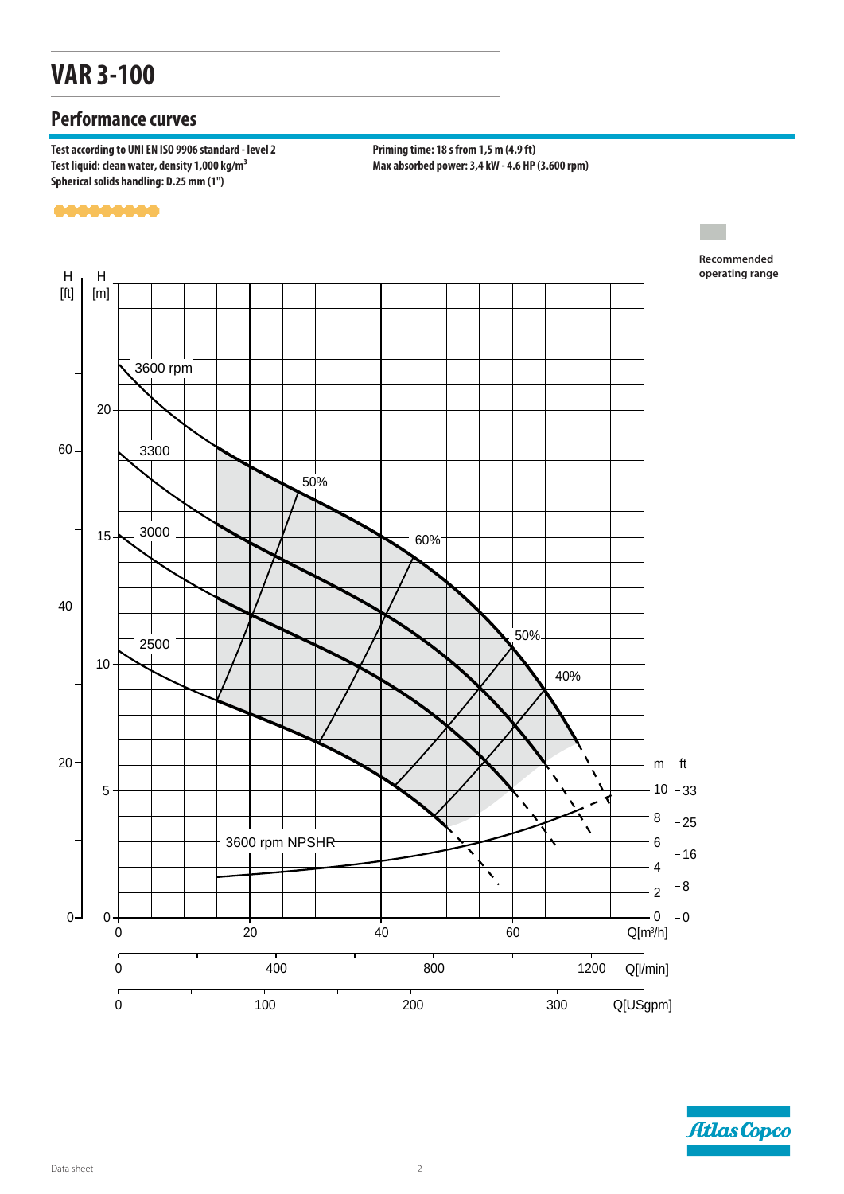# VAR 3-100

## Performance curves

**Test according to UNI EN ISO 9906 standard - level 2**
**Test liquid: clean water, density 1,000 kg/m³**
**Spherical solids handling: D.25 mm (1")**

**Priming time: 18 s from 1,5 m (4.9 ft)**
**Max absorbed power: 3,4 kW - 4.6 HP (3.600 rpm)**

Recommended operating range

H [ft]
H [m]

3600 rpm
3300
3000
2500
50%
60%
50%
40%
3600 rpm NPSHR

0
20
40
60

0
5
10
15
20

m
ft
0
2
4
6
8
10
0
8
16
25
33

0
20
40
60
Q[m³/h]

0
400
800
1200
Q[l/min]

0
100
200
300
Q[USgpm]

Data sheet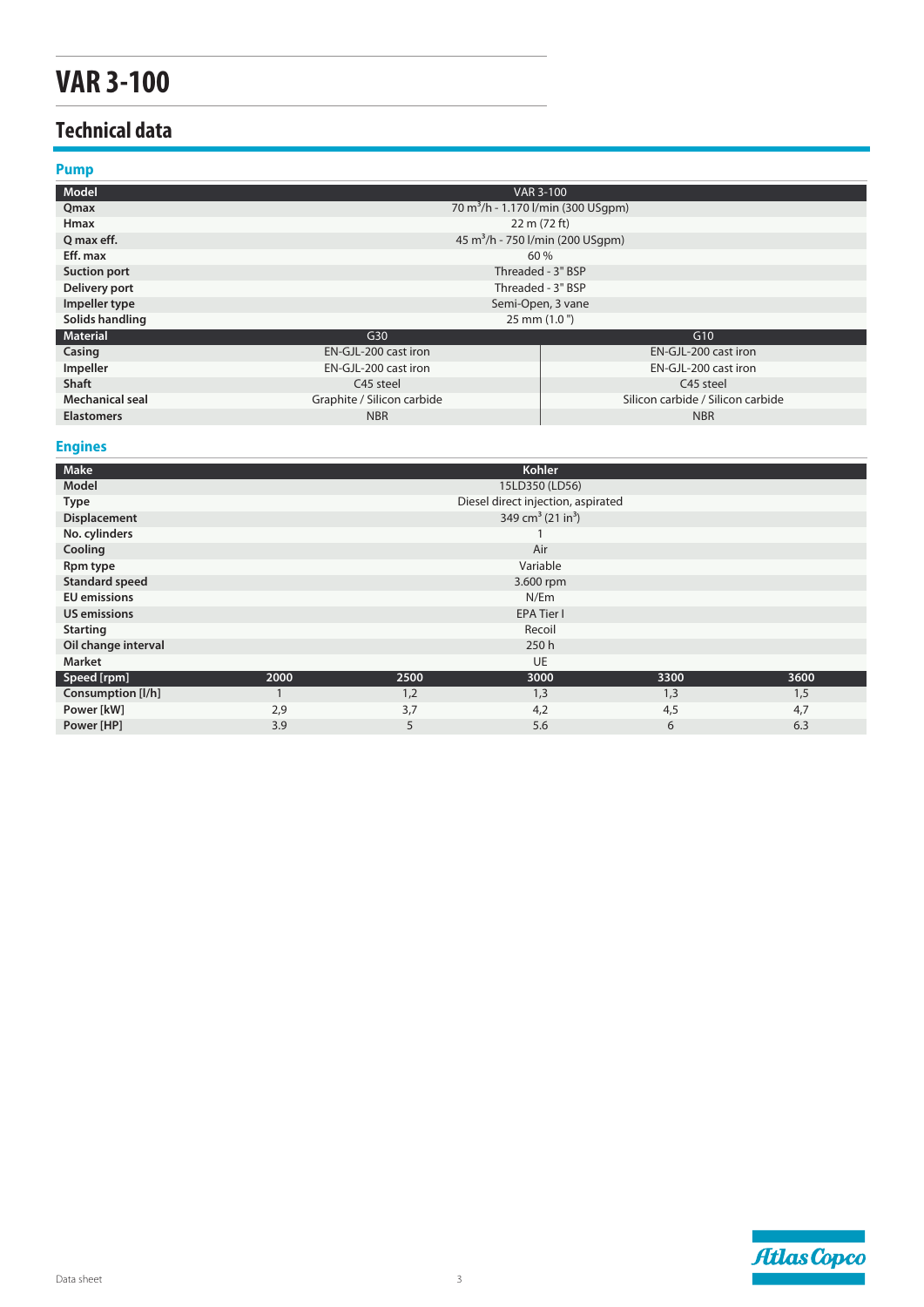# VAR 3-100

## Technical data

### Pump

| Model | VAR 3-100 | |
|---|---|---|
| Qmax | 70 $m^3$/h - 1.170 l/min (300 USgpm) | |
| Hmax | 22 m (72 ft) | |
| Q max eff. | 45 $m^3$/h - 750 l/min (200 USgpm) | |
| Eff. max | 60 % | |
| Suction port | Threaded - 3" BSP | |
| Delivery port | Threaded - 3" BSP | |
| Impeller type | Semi-Open, 3 vane | |
| Solids handling | 25 mm (1.0 ") | |
| **Material** | **G30** | **G10** |
| Casing | EN-GJL-200 cast iron | EN-GJL-200 cast iron |
| Impeller | EN-GJL-200 cast iron | EN-GJL-200 cast iron |
| Shaft | C45 steel | C45 steel |
| Mechanical seal | Graphite / Silicon carbide | Silicon carbide / Silicon carbide |
| Elastomers | NBR | NBR |

### Engines

| Make | Kohler | | | | |
|---|---|---|---|---|---|
| Model | 15LD350 (LD56) | | | | |
| Type | Diesel direct injection, aspirated | | | | |
| Displacement | 349 $cm^3$ (21 $in^3$) | | | | |
| No. cylinders | 1 | | | | |
| Cooling | Air | | | | |
| Rpm type | Variable | | | | |
| Standard speed | 3.600 rpm | | | | |
| EU emissions | N/Em | | | | |
| US emissions | EPA Tier I | | | | |
| Starting | Recoil | | | | |
| Oil change interval | 250 h | | | | |
| Market | UE | | | | |
| **Speed [rpm]** | **2000** | **2500** | **3000** | **3300** | **3600** |
| Consumption [l/h] | 1 | 1,2 | 1,3 | 1,3 | 1,5 |
| Power [kW] | 2,9 | 3,7 | 4,2 | 4,5 | 4,7 |
| Power [HP] | 3.9 | 5 | 5.6 | 6 | 6.3 |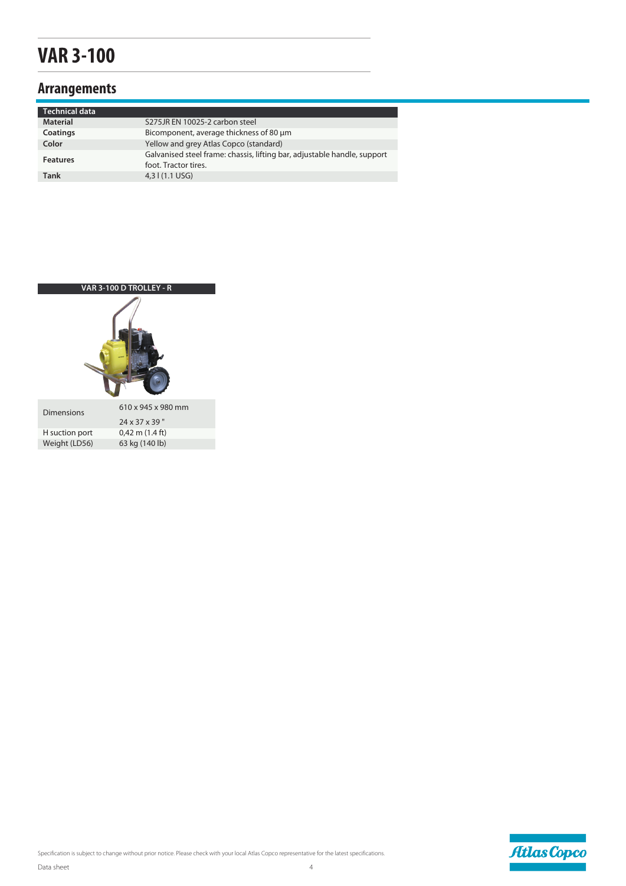# VAR 3-100

## Arrangements

| Technical data | |
|---|---|
| **Material** | S275JR EN 10025-2 carbon steel |
| **Coatings** | Bicomponent, average thickness of 80 µm |
| **Color** | Yellow and grey Atlas Copco (standard) |
| **Features** | Galvanised steel frame: chassis, lifting bar, adjustable handle, support foot. Tractor tires. |
| **Tank** | 4,3 l (1.1 USG) |

| VAR 3-100 D TROLLEY - R | |
|---|---|
| Dimensions | 610 x 945 x 980 mm<br>24 x 37 x 39 " |
| H suction port | 0,42 m (1.4 ft) |
| Weight (LD56) | 63 kg (140 lb) |

Specification is subject to change without prior notice. Please check with your local Atlas Copco representative for the latest specifications.